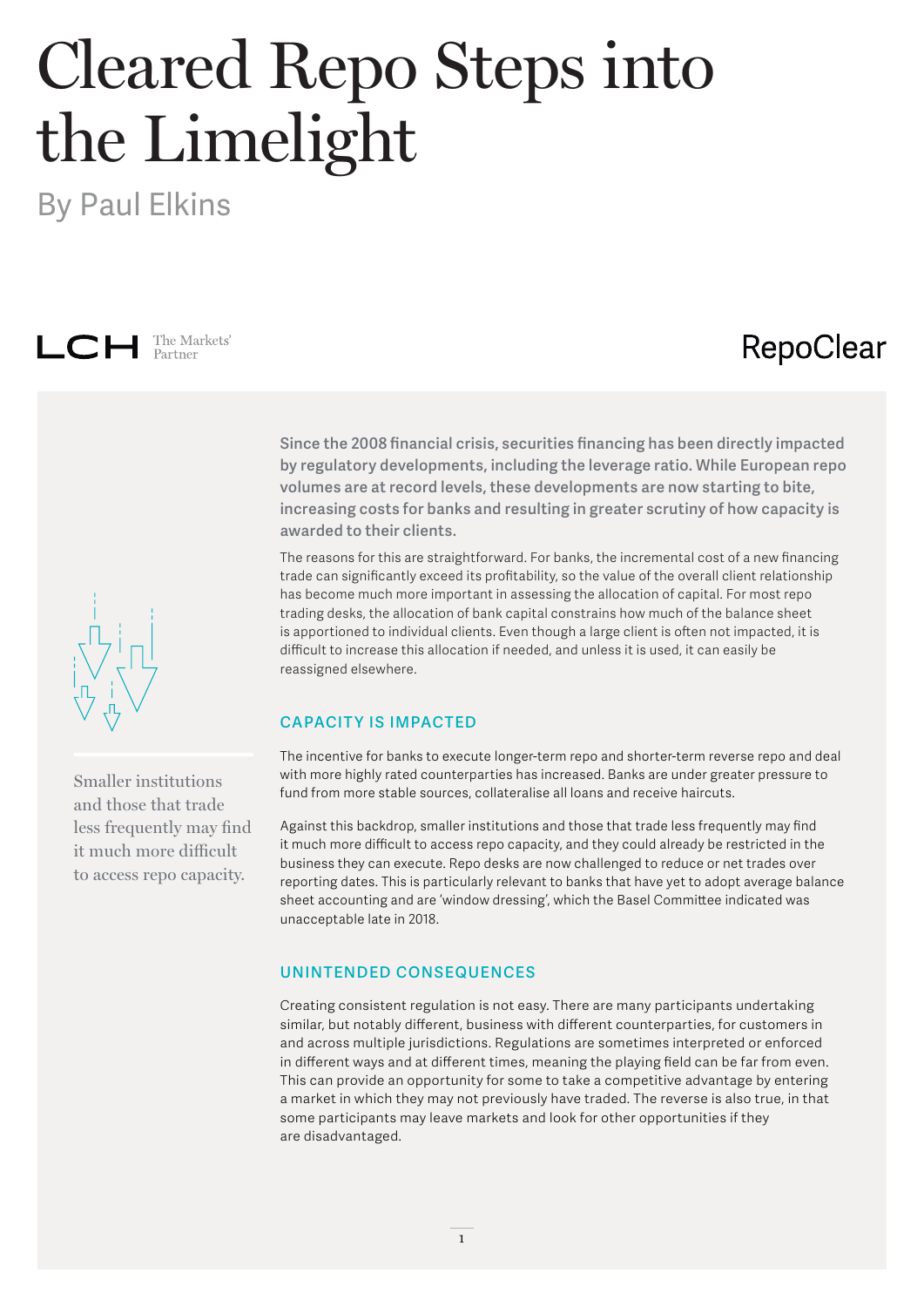# Cleared Repo Steps into the Limelight

By Paul Elkins

LCH The Markets' Partner

RepoClear

**Since the 2008 financial crisis, securities financing has been directly impacted by regulatory developments, including the leverage ratio. While European repo volumes are at record levels, these developments are now starting to bite, increasing costs for banks and resulting in greater scrutiny of how capacity is awarded to their clients.**

The reasons for this are straightforward. For banks, the incremental cost of a new financing trade can significantly exceed its profitability, so the value of the overall client relationship has become much more important in assessing the allocation of capital. For most repo trading desks, the allocation of bank capital constrains how much of the balance sheet is apportioned to individual clients. Even though a large client is often not impacted, it is difficult to increase this allocation if needed, and unless it is used, it can easily be reassigned elsewhere.

> Smaller institutions and those that trade less frequently may find it much more difficult to access repo capacity.

## CAPACITY IS IMPACTED

The incentive for banks to execute longer-term repo and shorter-term reverse repo and deal with more highly rated counterparties has increased. Banks are under greater pressure to fund from more stable sources, collateralise all loans and receive haircuts.

Against this backdrop, smaller institutions and those that trade less frequently may find it much more difficult to access repo capacity, and they could already be restricted in the business they can execute. Repo desks are now challenged to reduce or net trades over reporting dates. This is particularly relevant to banks that have yet to adopt average balance sheet accounting and are 'window dressing', which the Basel Committee indicated was unacceptable late in 2018.

## UNINTENDED CONSEQUENCES

Creating consistent regulation is not easy. There are many participants undertaking similar, but notably different, business with different counterparties, for customers in and across multiple jurisdictions. Regulations are sometimes interpreted or enforced in different ways and at different times, meaning the playing field can be far from even. This can provide an opportunity for some to take a competitive advantage by entering a market in which they may not previously have traded. The reverse is also true, in that some participants may leave markets and look for other opportunities if they are disadvantaged.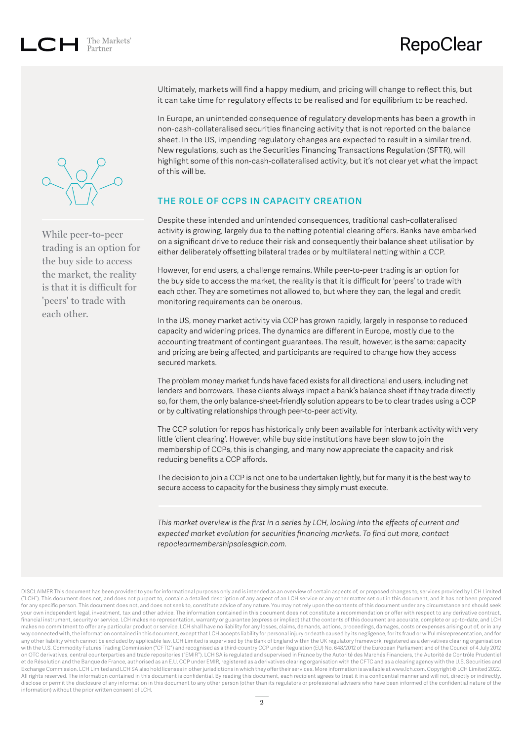Ultimately, markets will find a happy medium, and pricing will change to reflect this, but it can take time for regulatory effects to be realised and for equilibrium to be reached.

In Europe, an unintended consequence of regulatory developments has been a growth in non-cash-collateralised securities financing activity that is not reported on the balance sheet. In the US, impending regulatory changes are expected to result in a similar trend. New regulations, such as the Securities Financing Transactions Regulation (SFTR), will highlight some of this non-cash-collateralised activity, but it's not clear yet what the impact of this will be.

> While peer-to-peer trading is an option for the buy side to access the market, the reality is that it is difficult for 'peers' to trade with each other.

## THE ROLE OF CCPS IN CAPACITY CREATION

Despite these intended and unintended consequences, traditional cash-collateralised activity is growing, largely due to the netting potential clearing offers. Banks have embarked on a significant drive to reduce their risk and consequently their balance sheet utilisation by either deliberately offsetting bilateral trades or by multilateral netting within a CCP.

However, for end users, a challenge remains. While peer-to-peer trading is an option for the buy side to access the market, the reality is that it is difficult for 'peers' to trade with each other. They are sometimes not allowed to, but where they can, the legal and credit monitoring requirements can be onerous.

In the US, money market activity via CCP has grown rapidly, largely in response to reduced capacity and widening prices. The dynamics are different in Europe, mostly due to the accounting treatment of contingent guarantees. The result, however, is the same: capacity and pricing are being affected, and participants are required to change how they access secured markets.

The problem money market funds have faced exists for all directional end users, including net lenders and borrowers. These clients always impact a bank's balance sheet if they trade directly so, for them, the only balance-sheet-friendly solution appears to be to clear trades using a CCP or by cultivating relationships through peer-to-peer activity.

The CCP solution for repos has historically only been available for interbank activity with very little 'client clearing'. However, while buy side institutions have been slow to join the membership of CCPs, this is changing, and many now appreciate the capacity and risk reducing benefits a CCP affords.

The decision to join a CCP is not one to be undertaken lightly, but for many it is the best way to secure access to capacity for the business they simply must execute.

*This market overview is the first in a series by LCH, looking into the effects of current and expected market evolution for securities financing markets. To find out more, contact repoclearmembershipsales@lch.com.*

DISCLAIMER This document has been provided to you for informational purposes only and is intended as an overview of certain aspects of, or proposed changes to, services provided by LCH Limited ("LCH"). This document does not, and does not purport to, contain a detailed description of any aspect of an LCH service or any other matter set out in this document, and it has not been prepared for any specific person. This document does not, and does not seek to, constitute advice of any nature. You may not rely upon the contents of this document under any circumstance and should seek your own independent legal, investment, tax and other advice. The information contained in this document does not constitute a recommendation or offer with respect to any derivative contract, financial instrument, security or service. LCH makes no representation, warranty or guarantee (express or implied) that the contents of this document are accurate, complete or up-to-date, and LCH makes no commitment to offer any particular product or service. LCH shall have no liability for any losses, claims, demands, actions, proceedings, damages, costs or expenses arising out of, or in any way connected with, the information contained in this document, except that LCH accepts liability for personal injury or death caused by its negligence, for its fraud or wilful misrepresentation, and for any other liability which cannot be excluded by applicable law. LCH Limited is supervised by the Bank of England within the UK regulatory framework, registered as a derivatives clearing organisation with the U.S. Commodity Futures Trading Commission ("CFTC") and recognised as a third-country CCP under Regulation (EU) No. 648/2012 of the European Parliament and of the Council of 4 July 2012 on OTC derivatives, central counterparties and trade repositories ("EMIR"). LCH SA is regulated and supervised in France by the Autorité des Marchés Financiers, the Autorité de Contrôle Prudentiel et de Résolution and the Banque de France, authorised as an E.U. CCP under EMIR, registered as a derivatives clearing organisation with the CFTC and as a clearing agency with the U.S. Securities and Exchange Commission. LCH Limited and LCH SA also hold licenses in other jurisdictions in which they offer their services. More information is available at www.lch.com. Copyright © LCH Limited 2022. All rights reserved. The information contained in this document is confidential. By reading this document, each recipient agrees to treat it in a confidential manner and will not, directly or indirectly, disclose or permit the disclosure of any information in this document to any other person (other than its regulators or professional advisers who have been informed of the confidential nature of the information) without the prior written consent of LCH.